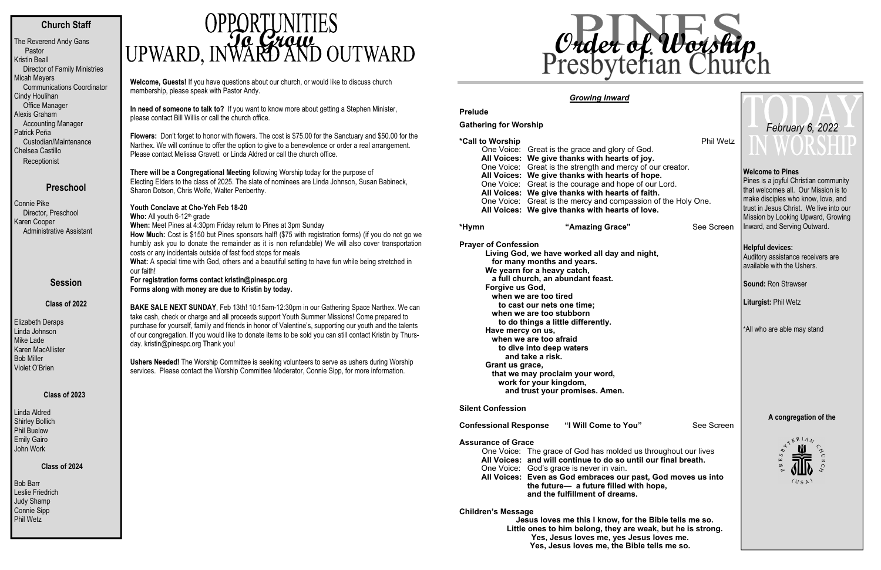## Church Staff

The Reverend Andy Gans
Pastor
Kristin Beall
Director of Family Ministries
Micah Meyers
Communications Coordinator
Cindy Houlihan
Office Manager
Alexis Graham
Accounting Manager
Patrick Peña
Custodian/Maintenance
Chelsea Castillo
Receptionist

## Preschool

Connie Pike
Director, Preschool
Karen Cooper
Administrative Assistant

## Session

### Class of 2022

Elizabeth Deraps
Linda Johnson
Mike Lade
Karen MacAllister
Bob Miller
Violet O'Brien

### Class of 2023

Linda Aldred
Shirley Bollich
Phil Buelow
Emily Gairo
John Work

### Class of 2024

Bob Barr
Leslie Friedrich
Judy Shamp
Connie Sipp
Phil Wetz

# OPPORTUNITIES *To Grow* UPWARD, INWARD AND OUTWARD

**Welcome, Guests!** If you have questions about our church, or would like to discuss church membership, please speak with Pastor Andy.

**In need of someone to talk to?** If you want to know more about getting a Stephen Minister, please contact Bill Willis or call the church office.

**Flowers:** Don't forget to honor with flowers. The cost is $75.00 for the Sanctuary and $50.00 for the Narthex. We will continue to offer the option to give to a benevolence or order a real arrangement. Please contact Melissa Gravett or Linda Aldred or call the church office.

**There will be a Congregational Meeting** following Worship today for the purpose of Electing Elders to the class of 2025. The slate of nominees are Linda Johnson, Susan Babineck, Sharon Dotson, Chris Wolfe, Walter Penberthy.

**Youth Conclave at Cho-Yeh Feb 18-20**
**Who:** All youth 6-12th grade
**When:** Meet Pines at 4:30pm Friday return to Pines at 3pm Sunday
**How Much:** Cost is $150 but Pines sponsors half! ($75 with registration forms) (if you do not go we humbly ask you to donate the remainder as it is non refundable) We will also cover transportation costs or any incidentals outside of fast food stops for meals
**What:** A special time with God, others and a beautiful setting to have fun while being stretched in our faith!
**For registration forms contact kristin@pinespc.org**
**Forms along with money are due to Kristin by today.**

**BAKE SALE NEXT SUNDAY**, Feb 13th! 10:15am-12:30pm in our Gathering Space Narthex. We can take cash, check or charge and all proceeds support Youth Summer Missions! Come prepared to purchase for yourself, family and friends in honor of Valentine's, supporting our youth and the talents of our congregation. If you would like to donate items to be sold you can still contact Kristin by Thursday. kristin@pinespc.org Thank you!

**Ushers Needed!** The Worship Committee is seeking volunteers to serve as ushers during Worship services. Please contact the Worship Committee Moderator, Connie Sipp, for more information.

# PINES Presbyterian Church — *Order of Worship*

***Growing Inward***

**Prelude**

**Gathering for Worship**

**\*Call to Worship** — Phil Wetz

One Voice: Great is the grace and glory of God.
**All Voices: We give thanks with hearts of joy.**
One Voice: Great is the strength and mercy of our creator.
**All Voices: We give thanks with hearts of hope.**
One Voice: Great is the courage and hope of our Lord.
**All Voices: We give thanks with hearts of faith.**
One Voice: Great is the mercy and compassion of the Holy One.
**All Voices: We give thanks with hearts of love.**

**\*Hymn** — **"Amazing Grace"** — See Screen

**Prayer of Confession**

**Living God, we have worked all day and night,**
**for many months and years.**
**We yearn for a heavy catch,**
**a full church, an abundant feast.**
**Forgive us God,**
**when we are too tired**
**to cast our nets one time;**
**when we are too stubborn**
**to do things a little differently.**
**Have mercy on us,**
**when we are too afraid**
**to dive into deep waters**
**and take a risk.**
**Grant us grace,**
**that we may proclaim your word,**
**work for your kingdom,**
**and trust your promises. Amen.**

**Silent Confession**

**Confessional Response** — **"I Will Come to You"** — See Screen

**Assurance of Grace**

One Voice: The grace of God has molded us throughout our lives
**All Voices: and will continue to do so until our final breath.**
One Voice: God's grace is never in vain.
**All Voices: Even as God embraces our past, God moves us into the future— a future filled with hope, and the fulfillment of dreams.**

**Children's Message**

**Jesus loves me this I know, for the Bible tells me so.**
**Little ones to him belong, they are weak, but he is strong.**
**Yes, Jesus loves me, yes Jesus loves me.**
**Yes, Jesus loves me, the Bible tells me so.**

# TODAY IN WORSHIP

*February 6, 2022*

**Welcome to Pines**
Pines is a joyful Christian community that welcomes all. Our Mission is to make disciples who know, love, and trust in Jesus Christ. We live into our Mission by Looking Upward, Growing Inward, and Serving Outward.

**Helpful devices:**
Auditory assistance receivers are available with the Ushers.

**Sound:** Ron Strawser

**Liturgist:** Phil Wetz

\*All who are able may stand

**A congregation of the**

PRESBYTERIAN CHURCH (USA)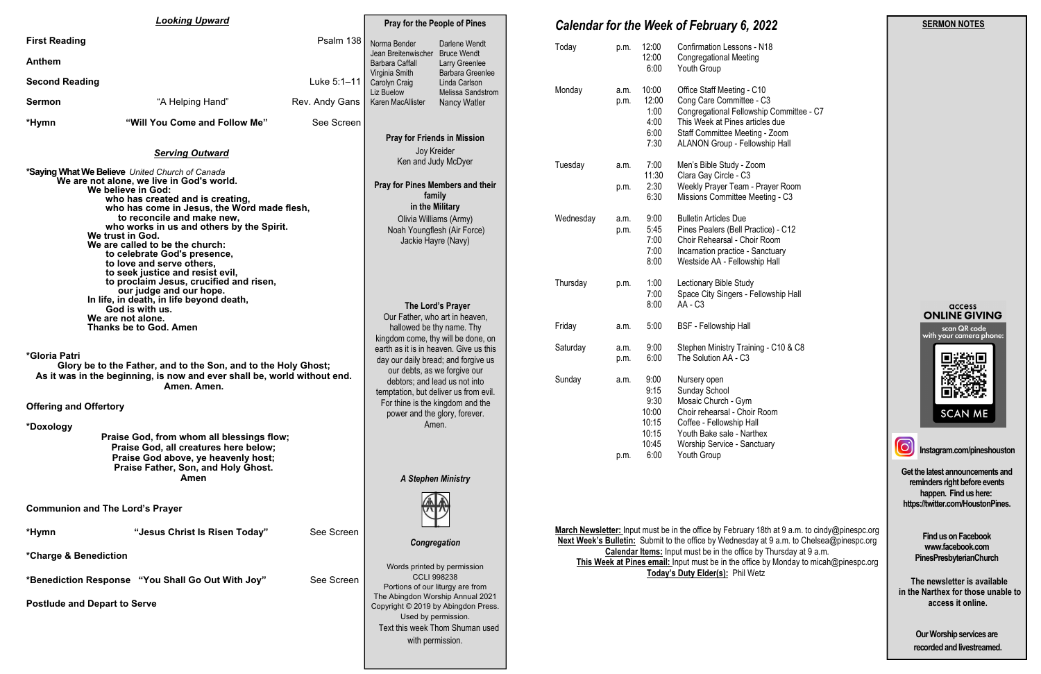## *Looking Upward*

**First Reading** Psalm 138

**Anthem**

**Second Reading** Luke 5:1–11

**Sermon** "A Helping Hand" Rev. Andy Gans

**\*Hymn** **"Will You Come and Follow Me"** See Screen

## *Serving Outward*

**\*Saying What We Believe** *United Church of Canada*

**We are not alone, we live in God's world.**
**We believe in God:**
**who has created and is creating,**
**who has come in Jesus, the Word made flesh,**
**to reconcile and make new,**
**who works in us and others by the Spirit.**
**We trust in God.**
**We are called to be the church:**
**to celebrate God's presence,**
**to love and serve others,**
**to seek justice and resist evil,**
**to proclaim Jesus, crucified and risen,**
**our judge and our hope.**
**In life, in death, in life beyond death,**
**God is with us.**
**We are not alone.**
**Thanks be to God. Amen**

**\*Gloria Patri**

**Glory be to the Father, and to the Son, and to the Holy Ghost;**
**As it was in the beginning, is now and ever shall be, world without end.**
**Amen. Amen.**

**Offering and Offertory**

**\*Doxology**

**Praise God, from whom all blessings flow;**
**Praise God, all creatures here below;**
**Praise God above, ye heavenly host;**
**Praise Father, Son, and Holy Ghost.**
**Amen**

**Communion and The Lord's Prayer**

**\*Hymn** **"Jesus Christ Is Risen Today"** See Screen

**\*Charge & Benediction**

**\*Benediction Response "You Shall Go Out With Joy"** See Screen

**Postlude and Depart to Serve**

### Pray for the People of Pines

| | |
|---|---|
| Norma Bender | Darlene Wendt |
| Jean Breitenwischer | Bruce Wendt |
| Barbara Caffall | Larry Greenlee |
| Virginia Smith | Barbara Greenlee |
| Carolyn Craig | Linda Carlson |
| Liz Buelow | Melissa Sandstrom |
| Karen MacAllister | Nancy Watler |

### Pray for Friends in Mission

Joy Kreider
Ken and Judy McDyer

### Pray for Pines Members and their family in the Military

Olivia Williams (Army)
Noah Youngflesh (Air Force)
Jackie Hayre (Navy)

### The Lord's Prayer

Our Father, who art in heaven, hallowed be thy name. Thy kingdom come, thy will be done, on earth as it is in heaven. Give us this day our daily bread; and forgive us our debts, as we forgive our debtors; and lead us not into temptation, but deliver us from evil. For thine is the kingdom and the power and the glory, forever. Amen.

*A Stephen Ministry*

*Congregation*

Words printed by permission
CCLI 998238
Portions of our liturgy are from The Abingdon Worship Annual 2021 Copyright © 2019 by Abingdon Press. Used by permission.
Text this week Thom Shuman used with permission.

## *Calendar for the Week of February 6, 2022*

| | | | |
|---|---|---|---|
| Today | p.m. | 12:00 | Confirmation Lessons - N18 |
| | | 12:00 | Congregational Meeting |
| | | 6:00 | Youth Group |
| Monday | a.m. | 10:00 | Office Staff Meeting - C10 |
| | p.m. | 12:00 | Cong Care Committee - C3 |
| | | 1:00 | Congregational Fellowship Committee - C7 |
| | | 4:00 | This Week at Pines articles due |
| | | 6:00 | Staff Committee Meeting - Zoom |
| | | 7:30 | ALANON Group - Fellowship Hall |
| Tuesday | a.m. | 7:00 | Men's Bible Study - Zoom |
| | | 11:30 | Clara Gay Circle - C3 |
| | p.m. | 2:30 | Weekly Prayer Team - Prayer Room |
| | | 6:30 | Missions Committee Meeting - C3 |
| Wednesday | a.m. | 9:00 | Bulletin Articles Due |
| | p.m. | 5:45 | Pines Pealers (Bell Practice) - C12 |
| | | 7:00 | Choir Rehearsal - Choir Room |
| | | 7:00 | Incarnation practice - Sanctuary |
| | | 8:00 | Westside AA - Fellowship Hall |
| Thursday | p.m. | 1:00 | Lectionary Bible Study |
| | | 7:00 | Space City Singers - Fellowship Hall |
| | | 8:00 | AA - C3 |
| Friday | a.m. | 5:00 | BSF - Fellowship Hall |
| Saturday | a.m. | 9:00 | Stephen Ministry Training - C10 & C8 |
| | p.m. | 6:00 | The Solution AA - C3 |
| Sunday | a.m. | 9:00 | Nursery open |
| | | 9:15 | Sunday School |
| | | 9:30 | Mosaic Church - Gym |
| | | 10:00 | Choir rehearsal - Choir Room |
| | | 10:15 | Coffee - Fellowship Hall |
| | | 10:15 | Youth Bake sale - Narthex |
| | | 10:45 | Worship Service - Sanctuary |
| | p.m. | 6:00 | Youth Group |

**March Newsletter:** Input must be in the office by February 18th at 9 a.m. to cindy@pinespc.org
**Next Week's Bulletin:** Submit to the office by Wednesday at 9 a.m. to Chelsea@pinespc.org
**Calendar Items:** Input must be in the office by Thursday at 9 a.m.
**This Week at Pines email:** Input must be in the office by Monday to micah@pinespc.org
**Today's Duty Elder(s):** Phil Wetz

### SERMON NOTES

access
**ONLINE GIVING**
scan QR code with your camera phone:
**SCAN ME**

**Instagram.com/pineshouston**

**Get the latest announcements and reminders right before events happen. Find us here: https://twitter.com/HoustonPines.**

**Find us on Facebook www.facebook.com PinesPresbyterianChurch**

**The newsletter is available in the Narthex for those unable to access it online.**

**Our Worship services are recorded and livestreamed.**